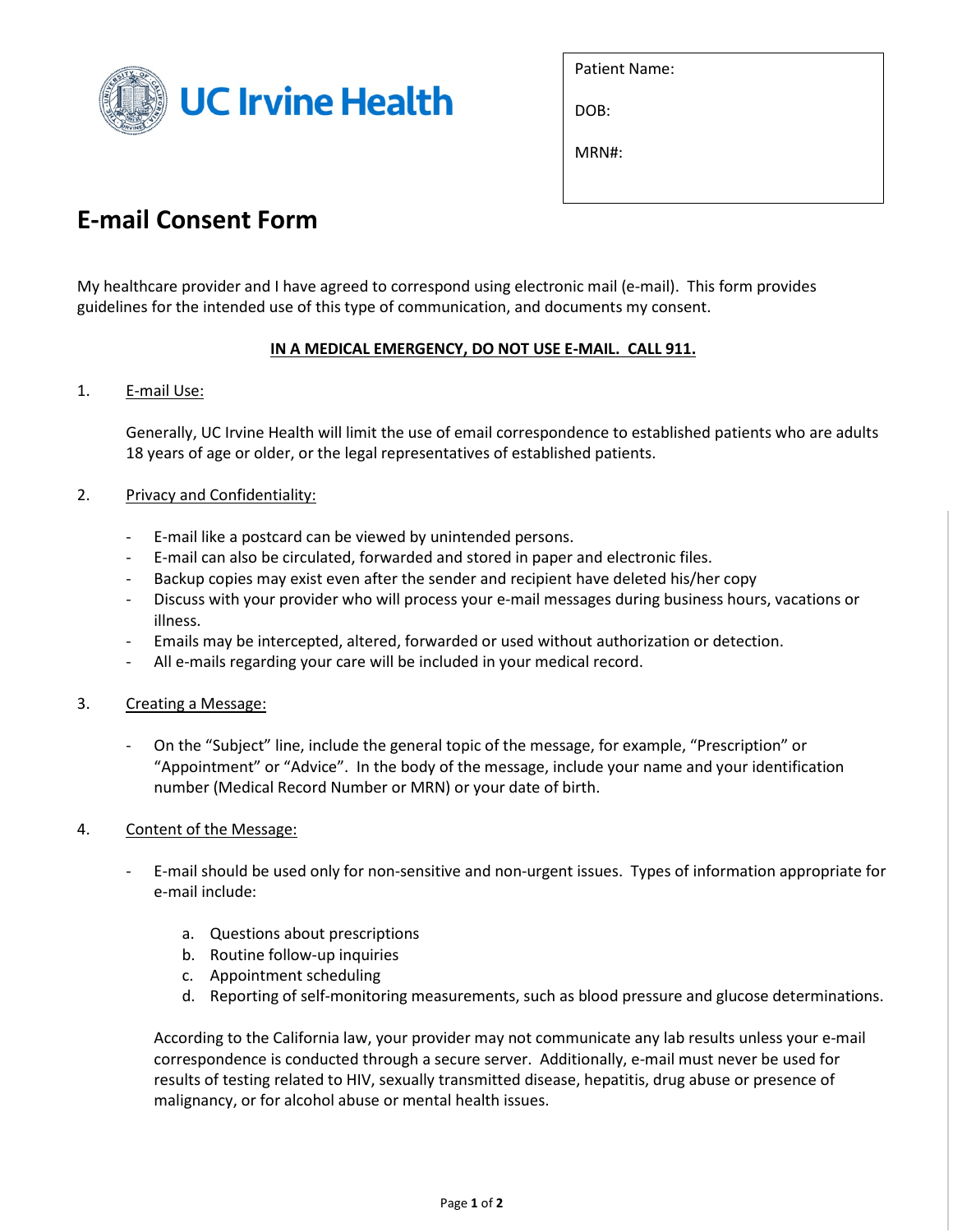UC Irvine Health

Patient Name:

DOB:

MRN#:

# E-mail Consent Form

My healthcare provider and I have agreed to correspond using electronic mail (e-mail). This form provides guidelines for the intended use of this type of communication, and documents my consent.

**IN A MEDICAL EMERGENCY, DO NOT USE E-MAIL. CALL 911.**

1. E-mail Use:

   Generally, UC Irvine Health will limit the use of email correspondence to established patients who are adults 18 years of age or older, or the legal representatives of established patients.

2. Privacy and Confidentiality:

   - E-mail like a postcard can be viewed by unintended persons.
   - E-mail can also be circulated, forwarded and stored in paper and electronic files.
   - Backup copies may exist even after the sender and recipient have deleted his/her copy
   - Discuss with your provider who will process your e-mail messages during business hours, vacations or illness.
   - Emails may be intercepted, altered, forwarded or used without authorization or detection.
   - All e-mails regarding your care will be included in your medical record.

3. Creating a Message:

   - On the "Subject" line, include the general topic of the message, for example, "Prescription" or "Appointment" or "Advice". In the body of the message, include your name and your identification number (Medical Record Number or MRN) or your date of birth.

4. Content of the Message:

   - E-mail should be used only for non-sensitive and non-urgent issues. Types of information appropriate for e-mail include:

     a. Questions about prescriptions
     b. Routine follow-up inquiries
     c. Appointment scheduling
     d. Reporting of self-monitoring measurements, such as blood pressure and glucose determinations.

   According to the California law, your provider may not communicate any lab results unless your e-mail correspondence is conducted through a secure server. Additionally, e-mail must never be used for results of testing related to HIV, sexually transmitted disease, hepatitis, drug abuse or presence of malignancy, or for alcohol abuse or mental health issues.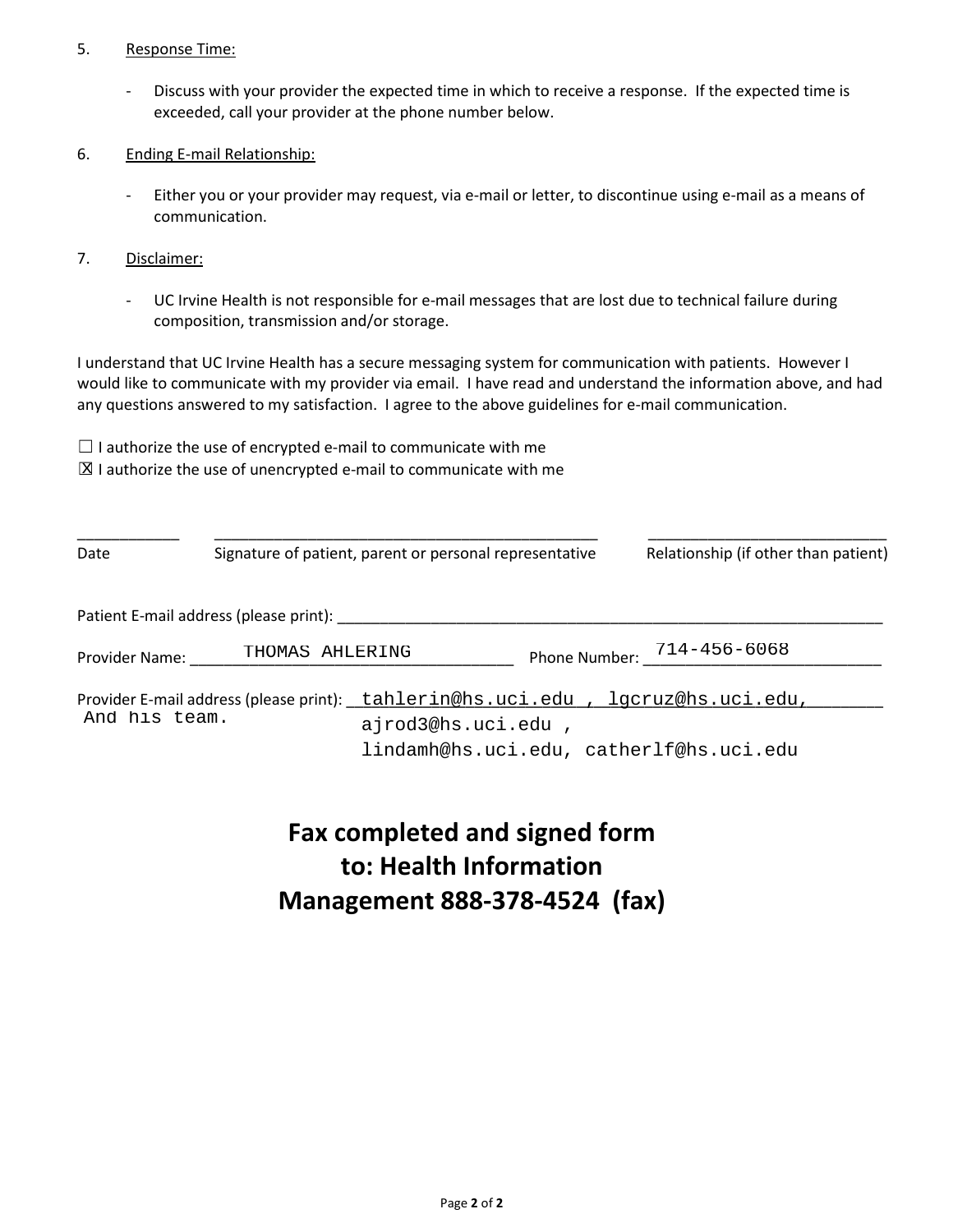5. Response Time:

    - Discuss with your provider the expected time in which to receive a response. If the expected time is exceeded, call your provider at the phone number below.

6. Ending E-mail Relationship:

    - Either you or your provider may request, via e-mail or letter, to discontinue using e-mail as a means of communication.

7. Disclaimer:

    - UC Irvine Health is not responsible for e-mail messages that are lost due to technical failure during composition, transmission and/or storage.

I understand that UC Irvine Health has a secure messaging system for communication with patients. However I would like to communicate with my provider via email. I have read and understand the information above, and had any questions answered to my satisfaction. I agree to the above guidelines for e-mail communication.

☐ I authorize the use of encrypted e-mail to communicate with me

☒ I authorize the use of unencrypted e-mail to communicate with me

\_\_\_\_\_\_\_\_\_\_\_\_ \_\_\_\_\_\_\_\_\_\_\_\_\_\_\_\_\_\_\_\_\_\_\_\_\_\_\_\_\_\_\_\_\_\_\_\_\_\_\_\_\_\_\_\_\_\_ \_\_\_\_\_\_\_\_\_\_\_\_\_\_\_\_\_\_\_\_\_\_\_\_\_\_\_\_

Date Signature of patient, parent or personal representative Relationship (if other than patient)

Patient E-mail address (please print): \_\_\_\_\_\_\_\_\_\_\_\_\_\_\_\_\_\_\_\_\_\_\_\_\_\_\_\_\_\_\_\_\_\_\_\_\_\_\_\_\_\_\_\_\_\_\_\_\_\_\_\_\_\_\_\_\_\_\_\_\_\_

Provider Name: THOMAS AHLERING Phone Number: 714-456-6068

Provider E-mail address (please print): tahlerin@hs.uci.edu , lgcruz@hs.uci.edu, ajrod3@hs.uci.edu , lindamh@hs.uci.edu, catherlf@hs.uci.edu

And his team.

**Fax completed and signed form to: Health Information Management 888-378-4524 (fax)**